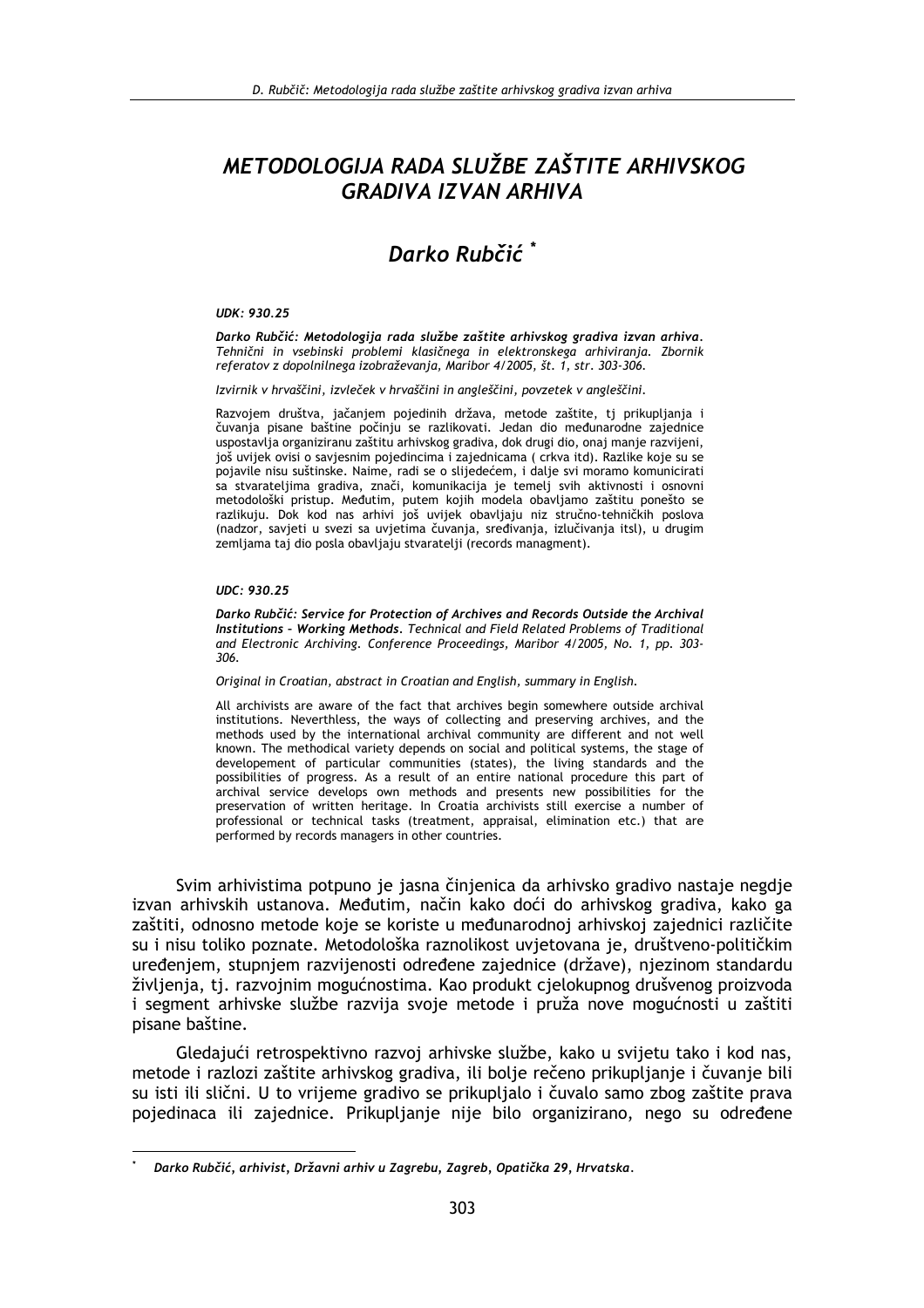# METODOLOGIJA RADA SLUŽBE ZAŠTITE ARHIVSKOG GRADIVA IZVAN ARHIVA

## Darko Rubčić *

***UDK: 930.25***

***Darko Rubčić: Metodologija rada službe zaštite arhivskog gradiva izvan arhiva.*** *Tehnični in vsebinski problemi klasičnega in elektronskega arhiviranja. Zbornik referatov z dopolnilnega izobraževanja, Maribor 4/2005, št. 1, str. 303-306.*

*Izvirnik v hrvaščini, izvleček v hrvaščini in angleščini, povzetek v angleščini.*

Razvojem društva, jačanjem pojedinih država, metode zaštite, tj prikupljanja i čuvanja pisane baštine počinju se razlikovati. Jedan dio međunarodne zajednice uspostavlja organiziranu zaštitu arhivskog gradiva, dok drugi dio, onaj manje razvijeni, još uvijek ovisi o savjesnim pojedincima i zajednicama ( crkva itd). Razlike koje su se pojavile nisu suštinske. Naime, radi se o slijedećem, i dalje svi moramo komunicirati sa stvarateljima gradiva, znači, komunikacija je temelj svih aktivnosti i osnovni metodološki pristup. Međutim, putem kojih modela obavljamo zaštitu ponešto se razlikuju. Dok kod nas arhivi još uvijek obavljaju niz stručno-tehničkih poslova (nadzor, savjeti u svezi sa uvjetima čuvanja, sređivanja, izlučivanja itsl), u drugim zemljama taj dio posla obavljaju stvaratelji (records managment).

***UDC: 930.25***

***Darko Rubčić: Service for Protection of Archives and Records Outside the Archival Institutions - Working Methods.*** *Technical and Field Related Problems of Traditional and Electronic Archiving. Conference Proceedings, Maribor 4/2005, No. 1, pp. 303-306.*

*Original in Croatian, abstract in Croatian and English, summary in English.*

All archivists are aware of the fact that archives begin somewhere outside archival institutions. Neverthless, the ways of collecting and preserving archives, and the methods used by the international archival community are different and not well known. The methodical variety depends on social and political systems, the stage of developement of particular communities (states), the living standards and the possibilities of progress. As a result of an entire national procedure this part of archival service develops own methods and presents new possibilities for the preservation of written heritage. In Croatia archivists still exercise a number of professional or technical tasks (treatment, appraisal, elimination etc.) that are performed by records managers in other countries.

Svim arhivistima potpuno je jasna činjenica da arhivsko gradivo nastaje negdje izvan arhivskih ustanova. Međutim, način kako doći do arhivskog gradiva, kako ga zaštiti, odnosno metode koje se koriste u međunarodnoj arhivskoj zajednici različite su i nisu toliko poznate. Metodološka raznolikost uvjetovana je, društveno-političkim uređenjem, stupnjem razvijenosti određene zajednice (države), njezinom standardu življenja, tj. razvojnim mogućnostima. Kao produkt cjelokupnog drušvenog proizvoda i segment arhivske službe razvija svoje metode i pruža nove mogućnosti u zaštiti pisane baštine.

Gledajući retrospektivno razvoj arhivske službe, kako u svijetu tako i kod nas, metode i razlozi zaštite arhivskog gradiva, ili bolje rečeno prikupljanje i čuvanje bili su isti ili slični. U to vrijeme gradivo se prikupljalo i čuvalo samo zbog zaštite prava pojedinaca ili zajednice. Prikupljanje nije bilo organizirano, nego su određene

---

\* ***Darko Rubčić, arhivist, Državni arhiv u Zagrebu, Zagreb, Opatička 29, Hrvatska.***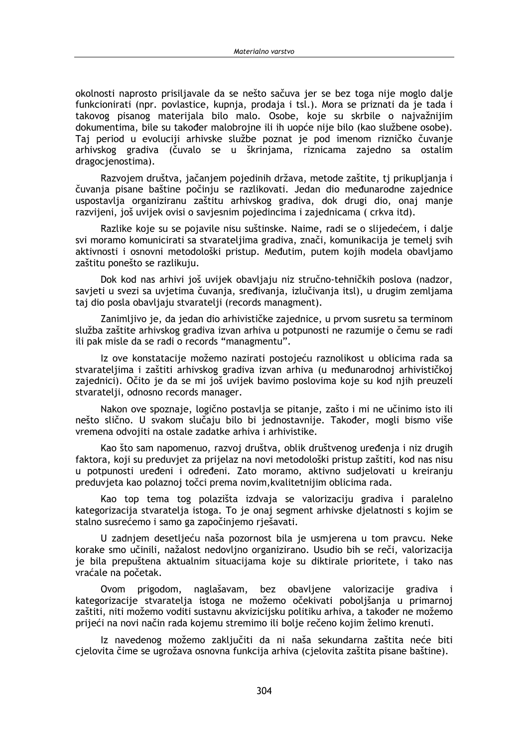okolnosti naprosto prisiljavale da se nešto sačuva jer se bez toga nije moglo dalje funkcionirati (npr. povlastice, kupnja, prodaja i tsl.). Mora se priznati da je tada i takovog pisanog materijala bilo malo. Osobe, koje su skrbile o najvažnijim dokumentima, bile su također malobrojne ili ih uopće nije bilo (kao službene osobe). Taj period u evoluciji arhivske službe poznat je pod imenom rizničko čuvanje arhivskog gradiva (čuvalo se u škrinjama, riznicama zajedno sa ostalim dragocjenostima).

Razvojem društva, jačanjem pojedinih država, metode zaštite, tj prikupljanja i čuvanja pisane baštine počinju se razlikovati. Jedan dio međunarodne zajednice uspostavlja organiziranu zaštitu arhivskog gradiva, dok drugi dio, onaj manje razvijeni, još uvijek ovisi o savjesnim pojedincima i zajednicama ( crkva itd).

Razlike koje su se pojavile nisu suštinske. Naime, radi se o slijedećem, i dalje svi moramo komunicirati sa stvarateljima gradiva, znači, komunikacija je temelj svih aktivnosti i osnovni metodološki pristup. Međutim, putem kojih modela obavljamo zaštitu ponešto se razlikuju.

Dok kod nas arhivi još uvijek obavljaju niz stručno-tehničkih poslova (nadzor, savjeti u svezi sa uvjetima čuvanja, sređivanja, izlučivanja itsl), u drugim zemljama taj dio posla obavljaju stvaratelji (records managment).

Zanimljivo je, da jedan dio arhivističke zajednice, u prvom susretu sa terminom služba zaštite arhivskog gradiva izvan arhiva u potpunosti ne razumije o čemu se radi ili pak misle da se radi o records "managmentu".

Iz ove konstatacije možemo nazirati postojeću raznolikost u oblicima rada sa stvarateljima i zaštiti arhivskog gradiva izvan arhiva (u međunarodnoj arhivističkoj zajednici). Očito je da se mi još uvijek bavimo poslovima koje su kod njih preuzeli stvaratelji, odnosno records manager.

Nakon ove spoznaje, logično postavlja se pitanje, zašto i mi ne učinimo isto ili nešto slično. U svakom slučaju bilo bi jednostavnije. Također, mogli bismo više vremena odvojiti na ostale zadatke arhiva i arhivistike.

Kao što sam napomenuo, razvoj društva, oblik društvenog uređenja i niz drugih faktora, koji su preduvjet za prijelaz na novi metodološki pristup zaštiti, kod nas nisu u potpunosti uređeni i određeni. Zato moramo, aktivno sudjelovati u kreiranju preduvjeta kao polaznoj točci prema novim,kvalitetnijim oblicima rada.

Kao top tema tog polazišta izdvaja se valorizaciju gradiva i paralelno kategorizacija stvaratelja istoga. To je onaj segment arhivske djelatnosti s kojim se stalno susrećemo i samo ga započinjemo rješavati.

U zadnjem desetljeću naša pozornost bila je usmjerena u tom pravcu. Neke korake smo učinili, nažalost nedovljno organizirano. Usudio bih se reći, valorizacija je bila prepuštena aktualnim situacijama koje su diktirale prioritete, i tako nas vraćale na početak.

Ovom prigodom, naglašavam, bez obavljene valorizacije gradiva i kategorizacije stvaratelja istoga ne možemo očekivati poboljšanja u primarnoj zaštiti, niti možemo voditi sustavnu akvizicijsku politiku arhiva, a također ne možemo prijeći na novi način rada kojemu stremimo ili bolje rečeno kojim želimo krenuti.

Iz navedenog možemo zaključiti da ni naša sekundarna zaštita neće biti cjelovita čime se ugrožava osnovna funkcija arhiva (cjelovita zaštita pisane baštine).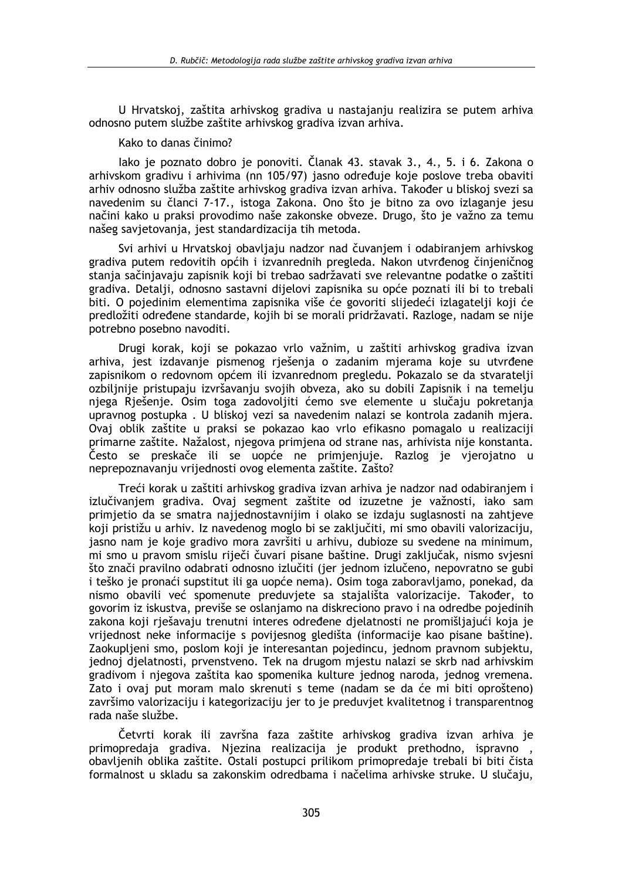U Hrvatskoj, zaštita arhivskog gradiva u nastajanju realizira se putem arhiva odnosno putem službe zaštite arhivskog gradiva izvan arhiva.

Kako to danas činimo?

Iako je poznato dobro je ponoviti. Članak 43. stavak 3., 4., 5. i 6. Zakona o arhivskom gradivu i arhivima (nn 105/97) jasno određuje koje poslove treba obaviti arhiv odnosno služba zaštite arhivskog gradiva izvan arhiva. Također u bliskoj svezi sa navedenim su članci 7-17., istoga Zakona. Ono što je bitno za ovo izlaganje jesu načini kako u praksi provodimo naše zakonske obveze. Drugo, što je važno za temu našeg savjetovanja, jest standardizacija tih metoda.

Svi arhivi u Hrvatskoj obavljaju nadzor nad čuvanjem i odabiranjem arhivskog gradiva putem redovitih općih i izvanrednih pregleda. Nakon utvrđenog činjeničnog stanja sačinjavaju zapisnik koji bi trebao sadržavati sve relevantne podatke o zaštiti gradiva. Detalji, odnosno sastavni dijelovi zapisnika su opće poznati ili bi to trebali biti. O pojedinim elementima zapisnika više će govoriti slijedeći izlagatelji koji će predložiti određene standarde, kojih bi se morali pridržavati. Razloge, nadam se nije potrebno posebno navoditi.

Drugi korak, koji se pokazao vrlo važnim, u zaštiti arhivskog gradiva izvan arhiva, jest izdavanje pismenog rješenja o zadanim mjerama koje su utvrđene zapisnikom o redovnom općem ili izvanrednom pregledu. Pokazalo se da stvaratelji ozbiljnije pristupaju izvršavanju svojih obveza, ako su dobili Zapisnik i na temelju njega Rješenje. Osim toga zadovoljiti ćemo sve elemente u slučaju pokretanja upravnog postupka . U bliskoj vezi sa navedenim nalazi se kontrola zadanih mjera. Ovaj oblik zaštite u praksi se pokazao kao vrlo efikasno pomagalo u realizaciji primarne zaštite. Nažalost, njegova primjena od strane nas, arhivista nije konstanta. Često se preskače ili se uopće ne primjenjuje. Razlog je vjerojatno u neprepoznavanju vrijednosti ovog elementa zaštite. Zašto?

Treći korak u zaštiti arhivskog gradiva izvan arhiva je nadzor nad odabiranjem i izlučivanjem gradiva. Ovaj segment zaštite od izuzetne je važnosti, iako sam primjetio da se smatra najjednostavnijim i olako se izdaju suglasnosti na zahtjeve koji pristižu u arhiv. Iz navedenog moglo bi se zaključiti, mi smo obavili valorizaciju, jasno nam je koje gradivo mora završiti u arhivu, dubioze su svedene na minimum, mi smo u pravom smislu riječi čuvari pisane baštine. Drugi zaključak, nismo svjesni što znači pravilno odabrati odnosno izlučiti (jer jednom izlučeno, nepovratno se gubi i teško je pronaći supstitut ili ga uopće nema). Osim toga zaboravljamo, ponekad, da nismo obavili već spomenute preduvjete sa stajališta valorizacije. Također, to govorim iz iskustva, previše se oslanjamo na diskreciono pravo i na odredbe pojedinih zakona koji rješavaju trenutni interes određene djelatnosti ne promišljajući koja je vrijednost neke informacije s povijesnog gledišta (informacije kao pisane baštine). Zaokupljeni smo, poslom koji je interesantan pojedincu, jednom pravnom subjektu, jednoj djelatnosti, prvenstveno. Tek na drugom mjestu nalazi se skrb nad arhivskim gradivom i njegova zaštita kao spomenika kulture jednog naroda, jednog vremena. Zato i ovaj put moram malo skrenuti s teme (nadam se da će mi biti oprošteno) završimo valorizaciju i kategorizaciju jer to je preduvjet kvalitetnog i transparentnog rada naše službe.

Četvrti korak ili završna faza zaštite arhivskog gradiva izvan arhiva je primopredaja gradiva. Njezina realizacija je produkt prethodno, ispravno , obavljenih oblika zaštite. Ostali postupci prilikom primopredaje trebali bi biti čista formalnost u skladu sa zakonskim odredbama i načelima arhivske struke. U slučaju,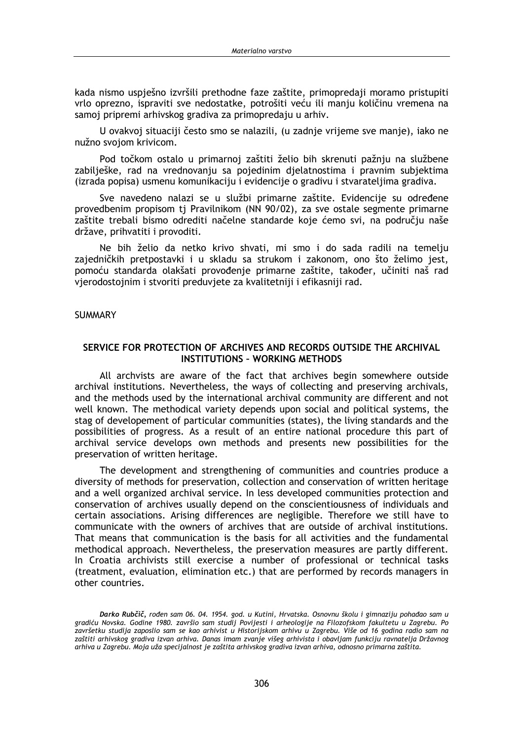kada nismo uspješno izvršili prethodne faze zaštite, primopredaji moramo pristupiti vrlo oprezno, ispraviti sve nedostatke, potrošiti veću ili manju količinu vremena na samoj pripremi arhivskog gradiva za primopredaju u arhiv.

U ovakvoj situaciji često smo se nalazili, (u zadnje vrijeme sve manje), iako ne nužno svojom krivicom.

Pod točkom ostalo u primarnoj zaštiti želio bih skrenuti pažnju na službene zabilješke, rad na vrednovanju sa pojedinim djelatnostima i pravnim subjektima (izrada popisa) usmenu komunikaciju i evidencije o gradivu i stvarateljima gradiva.

Sve navedeno nalazi se u službi primarne zaštite. Evidencije su određene provedbenim propisom tj Pravilnikom (NN 90/02), za sve ostale segmente primarne zaštite trebali bismo odrediti načelne standarde koje ćemo svi, na području naše države, prihvatiti i provoditi.

Ne bih želio da netko krivo shvati, mi smo i do sada radili na temelju zajedničkih pretpostavki i u skladu sa strukom i zakonom, ono što želimo jest, pomoću standarda olakšati provođenje primarne zaštite, također, učiniti naš rad vjerodostojnim i stvoriti preduvjete za kvalitetniji i efikasniji rad.

SUMMARY

## SERVICE FOR PROTECTION OF ARCHIVES AND RECORDS OUTSIDE THE ARCHIVAL INSTITUTIONS – WORKING METHODS

All archvists are aware of the fact that archives begin somewhere outside archival institutions. Nevertheless, the ways of collecting and preserving archivals, and the methods used by the international archival community are different and not well known. The methodical variety depends upon social and political systems, the stag of developement of particular communities (states), the living standards and the possibilities of progress. As a result of an entire national procedure this part of archival service develops own methods and presents new possibilities for the preservation of written heritage.

The development and strengthening of communities and countries produce a diversity of methods for preservation, collection and conservation of written heritage and a well organized archival service. In less developed communities protection and conservation of archives usually depend on the conscientiousness of individuals and certain associations. Arising differences are negligible. Therefore we still have to communicate with the owners of archives that are outside of archival institutions. That means that communication is the basis for all activities and the fundamental methodical approach. Nevertheless, the preservation measures are partly different. In Croatia archivists still exercise a number of professional or technical tasks (treatment, evaluation, elimination etc.) that are performed by records managers in other countries.

***Darko Rubčič**, rođen sam 06. 04. 1954. god. u Kutini, Hrvatska. Osnovnu školu i gimnaziju pohađao sam u gradiću Novska. Godine 1980. završio sam studij Povijesti i arheologije na Filozofskom fakultetu u Zagrebu. Po završetku studija zaposlio sam se kao arhivist u Historijskom arhivu u Zagrebu. Više od 16 godina radio sam na zaštiti arhivskog gradiva izvan arhiva. Danas imam zvanje višeg arhivista i obavljam funkciju ravnatelja Državnog arhiva u Zagrebu. Moja uža specijalnost je zaštita arhivskog gradiva izvan arhiva, odnosno primarna zaštita.*